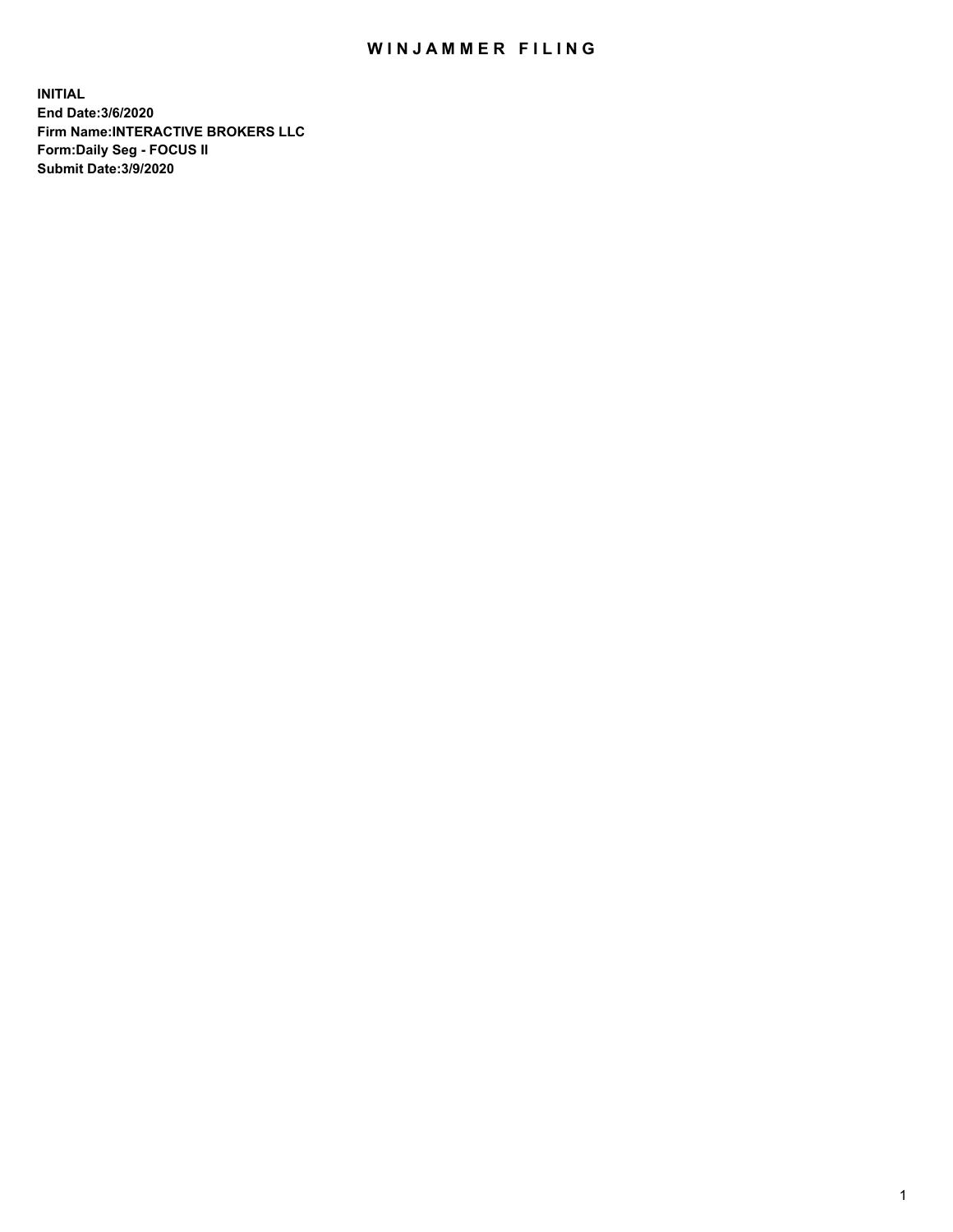# WINJAMMER FILING

**INITIAL**
**End Date:3/6/2020**
**Firm Name:INTERACTIVE BROKERS LLC**
**Form:Daily Seg - FOCUS II**
**Submit Date:3/9/2020**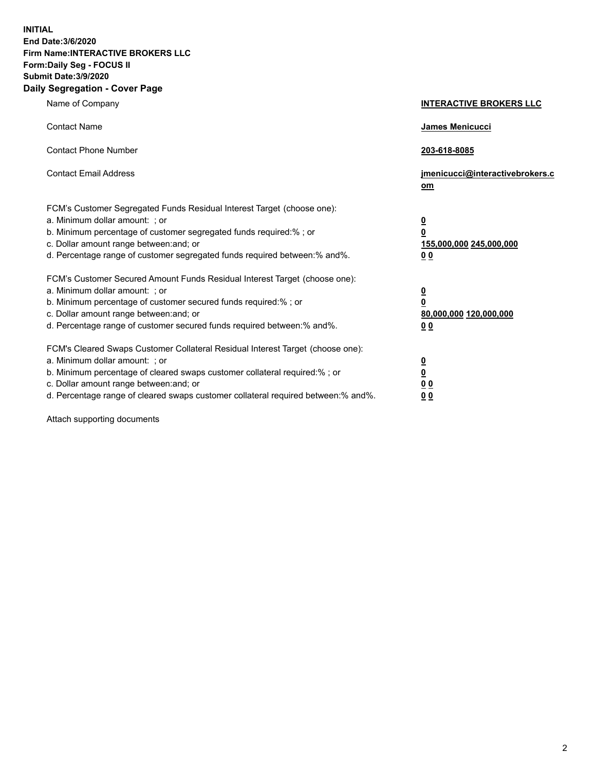**INITIAL**
**End Date:3/6/2020**
**Firm Name:INTERACTIVE BROKERS LLC**
**Form:Daily Seg - FOCUS II**
**Submit Date:3/9/2020**

## Daily Segregation - Cover Page

| | |
|---|---|
| Name of Company | **INTERACTIVE BROKERS LLC** |
| Contact Name | **James Menicucci** |
| Contact Phone Number | **203-618-8085** |
| Contact Email Address | **jmenicucci@interactivebrokers.com** |

FCM's Customer Segregated Funds Residual Interest Target (choose one):

| | |
|---|---|
| a. Minimum dollar amount: ; or | **0** |
| b. Minimum percentage of customer segregated funds required:% ; or | **0** |
| c. Dollar amount range between:and; or | **155,000,000 245,000,000** |
| d. Percentage range of customer segregated funds required between:% and%. | **0 0** |

FCM's Customer Secured Amount Funds Residual Interest Target (choose one):

| | |
|---|---|
| a. Minimum dollar amount: ; or | **0** |
| b. Minimum percentage of customer secured funds required:% ; or | **0** |
| c. Dollar amount range between:and; or | **80,000,000 120,000,000** |
| d. Percentage range of customer secured funds required between:% and%. | **0 0** |

FCM's Cleared Swaps Customer Collateral Residual Interest Target (choose one):

| | |
|---|---|
| a. Minimum dollar amount: ; or | **0** |
| b. Minimum percentage of cleared swaps customer collateral required:% ; or | **0** |
| c. Dollar amount range between:and; or | **0 0** |
| d. Percentage range of cleared swaps customer collateral required between:% and%. | **0 0** |

Attach supporting documents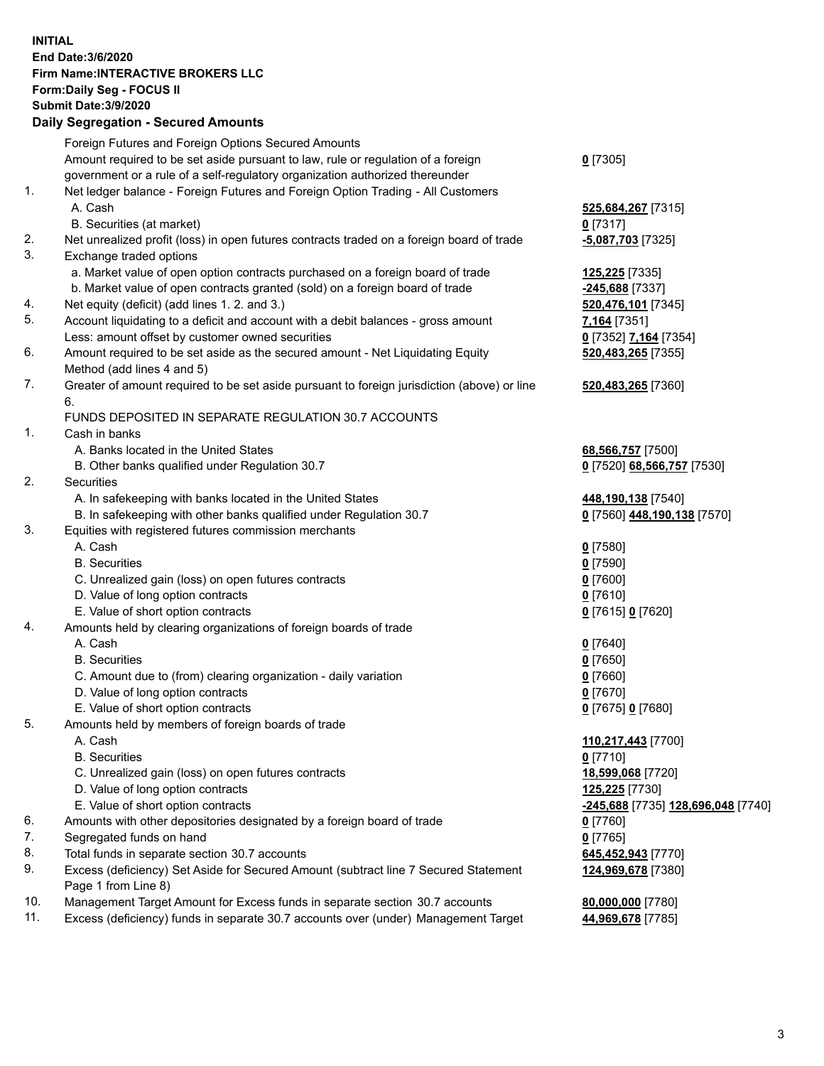**INITIAL**
**End Date:3/6/2020**
**Firm Name:INTERACTIVE BROKERS LLC**
**Form:Daily Seg - FOCUS II**
**Submit Date:3/9/2020**

**Daily Segregation - Secured Amounts**

| | | |
|---|---|---|
| | Foreign Futures and Foreign Options Secured Amounts | |
| | Amount required to be set aside pursuant to law, rule or regulation of a foreign government or a rule of a self-regulatory organization authorized thereunder | **0** [7305] |
| 1. | Net ledger balance - Foreign Futures and Foreign Option Trading - All Customers | |
| | A. Cash | **525,684,267** [7315] |
| | B. Securities (at market) | **0** [7317] |
| 2. | Net unrealized profit (loss) in open futures contracts traded on a foreign board of trade | **-5,087,703** [7325] |
| 3. | Exchange traded options | |
| | a. Market value of open option contracts purchased on a foreign board of trade | **125,225** [7335] |
| | b. Market value of open contracts granted (sold) on a foreign board of trade | **-245,688** [7337] |
| 4. | Net equity (deficit) (add lines 1. 2. and 3.) | **520,476,101** [7345] |
| 5. | Account liquidating to a deficit and account with a debit balances - gross amount | **7,164** [7351] |
| | Less: amount offset by customer owned securities | **0** [7352] **7,164** [7354] |
| 6. | Amount required to be set aside as the secured amount - Net Liquidating Equity Method (add lines 4 and 5) | **520,483,265** [7355] |
| 7. | Greater of amount required to be set aside pursuant to foreign jurisdiction (above) or line 6. | **520,483,265** [7360] |
| | FUNDS DEPOSITED IN SEPARATE REGULATION 30.7 ACCOUNTS | |
| 1. | Cash in banks | |
| | A. Banks located in the United States | **68,566,757** [7500] |
| | B. Other banks qualified under Regulation 30.7 | **0** [7520] **68,566,757** [7530] |
| 2. | Securities | |
| | A. In safekeeping with banks located in the United States | **448,190,138** [7540] |
| | B. In safekeeping with other banks qualified under Regulation 30.7 | **0** [7560] **448,190,138** [7570] |
| 3. | Equities with registered futures commission merchants | |
| | A. Cash | **0** [7580] |
| | B. Securities | **0** [7590] |
| | C. Unrealized gain (loss) on open futures contracts | **0** [7600] |
| | D. Value of long option contracts | **0** [7610] |
| | E. Value of short option contracts | **0** [7615] **0** [7620] |
| 4. | Amounts held by clearing organizations of foreign boards of trade | |
| | A. Cash | **0** [7640] |
| | B. Securities | **0** [7650] |
| | C. Amount due to (from) clearing organization - daily variation | **0** [7660] |
| | D. Value of long option contracts | **0** [7670] |
| | E. Value of short option contracts | **0** [7675] **0** [7680] |
| 5. | Amounts held by members of foreign boards of trade | |
| | A. Cash | **110,217,443** [7700] |
| | B. Securities | **0** [7710] |
| | C. Unrealized gain (loss) on open futures contracts | **18,599,068** [7720] |
| | D. Value of long option contracts | **125,225** [7730] |
| | E. Value of short option contracts | **-245,688** [7735] **128,696,048** [7740] |
| 6. | Amounts with other depositories designated by a foreign board of trade | **0** [7760] |
| 7. | Segregated funds on hand | **0** [7765] |
| 8. | Total funds in separate section 30.7 accounts | **645,452,943** [7770] |
| 9. | Excess (deficiency) Set Aside for Secured Amount (subtract line 7 Secured Statement Page 1 from Line 8) | **124,969,678** [7380] |
| 10. | Management Target Amount for Excess funds in separate section 30.7 accounts | **80,000,000** [7780] |
| 11. | Excess (deficiency) funds in separate 30.7 accounts over (under) Management Target | **44,969,678** [7785] |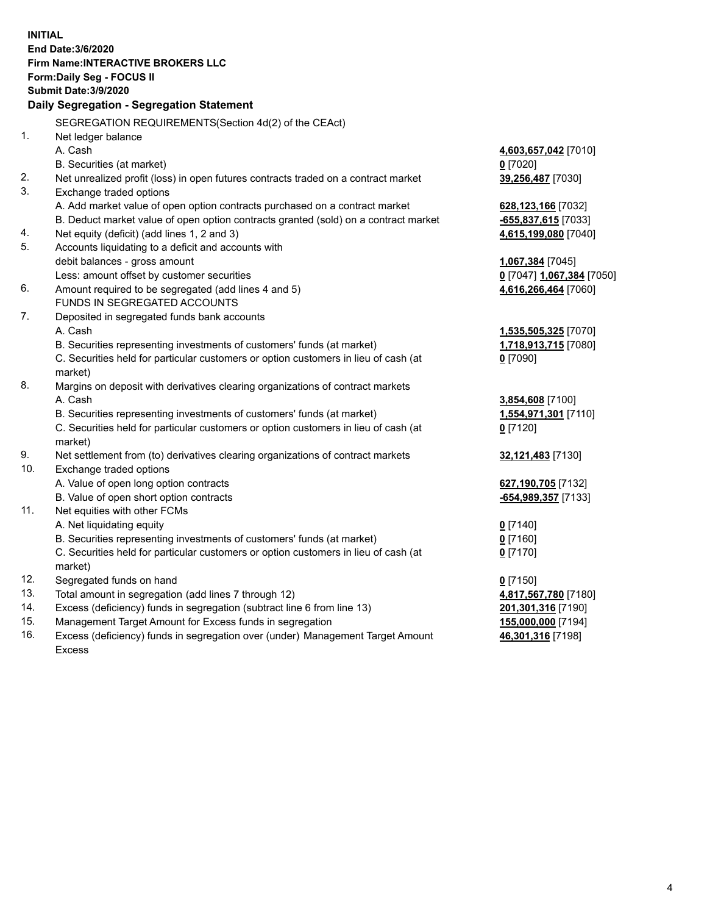**INITIAL**
**End Date:3/6/2020**
**Firm Name:INTERACTIVE BROKERS LLC**
**Form:Daily Seg - FOCUS II**
**Submit Date:3/9/2020**

## Daily Segregation - Segregation Statement

| | | |
|---|---|---|
| | SEGREGATION REQUIREMENTS(Section 4d(2) of the CEAct) | |
| 1. | Net ledger balance | |
| | A. Cash | **4,603,657,042** [7010] |
| | B. Securities (at market) | **0** [7020] |
| 2. | Net unrealized profit (loss) in open futures contracts traded on a contract market | **39,256,487** [7030] |
| 3. | Exchange traded options | |
| | A. Add market value of open option contracts purchased on a contract market | **628,123,166** [7032] |
| | B. Deduct market value of open option contracts granted (sold) on a contract market | **-655,837,615** [7033] |
| 4. | Net equity (deficit) (add lines 1, 2 and 3) | **4,615,199,080** [7040] |
| 5. | Accounts liquidating to a deficit and accounts with | |
| | debit balances - gross amount | **1,067,384** [7045] |
| | Less: amount offset by customer securities | **0** [7047] **1,067,384** [7050] |
| 6. | Amount required to be segregated (add lines 4 and 5) | **4,616,266,464** [7060] |
| | FUNDS IN SEGREGATED ACCOUNTS | |
| 7. | Deposited in segregated funds bank accounts | |
| | A. Cash | **1,535,505,325** [7070] |
| | B. Securities representing investments of customers' funds (at market) | **1,718,913,715** [7080] |
| | C. Securities held for particular customers or option customers in lieu of cash (at market) | **0** [7090] |
| 8. | Margins on deposit with derivatives clearing organizations of contract markets | |
| | A. Cash | **3,854,608** [7100] |
| | B. Securities representing investments of customers' funds (at market) | **1,554,971,301** [7110] |
| | C. Securities held for particular customers or option customers in lieu of cash (at market) | **0** [7120] |
| 9. | Net settlement from (to) derivatives clearing organizations of contract markets | **32,121,483** [7130] |
| 10. | Exchange traded options | |
| | A. Value of open long option contracts | **627,190,705** [7132] |
| | B. Value of open short option contracts | **-654,989,357** [7133] |
| 11. | Net equities with other FCMs | |
| | A. Net liquidating equity | **0** [7140] |
| | B. Securities representing investments of customers' funds (at market) | **0** [7160] |
| | C. Securities held for particular customers or option customers in lieu of cash (at market) | **0** [7170] |
| 12. | Segregated funds on hand | **0** [7150] |
| 13. | Total amount in segregation (add lines 7 through 12) | **4,817,567,780** [7180] |
| 14. | Excess (deficiency) funds in segregation (subtract line 6 from line 13) | **201,301,316** [7190] |
| 15. | Management Target Amount for Excess funds in segregation | **155,000,000** [7194] |
| 16. | Excess (deficiency) funds in segregation over (under) Management Target Amount Excess | **46,301,316** [7198] |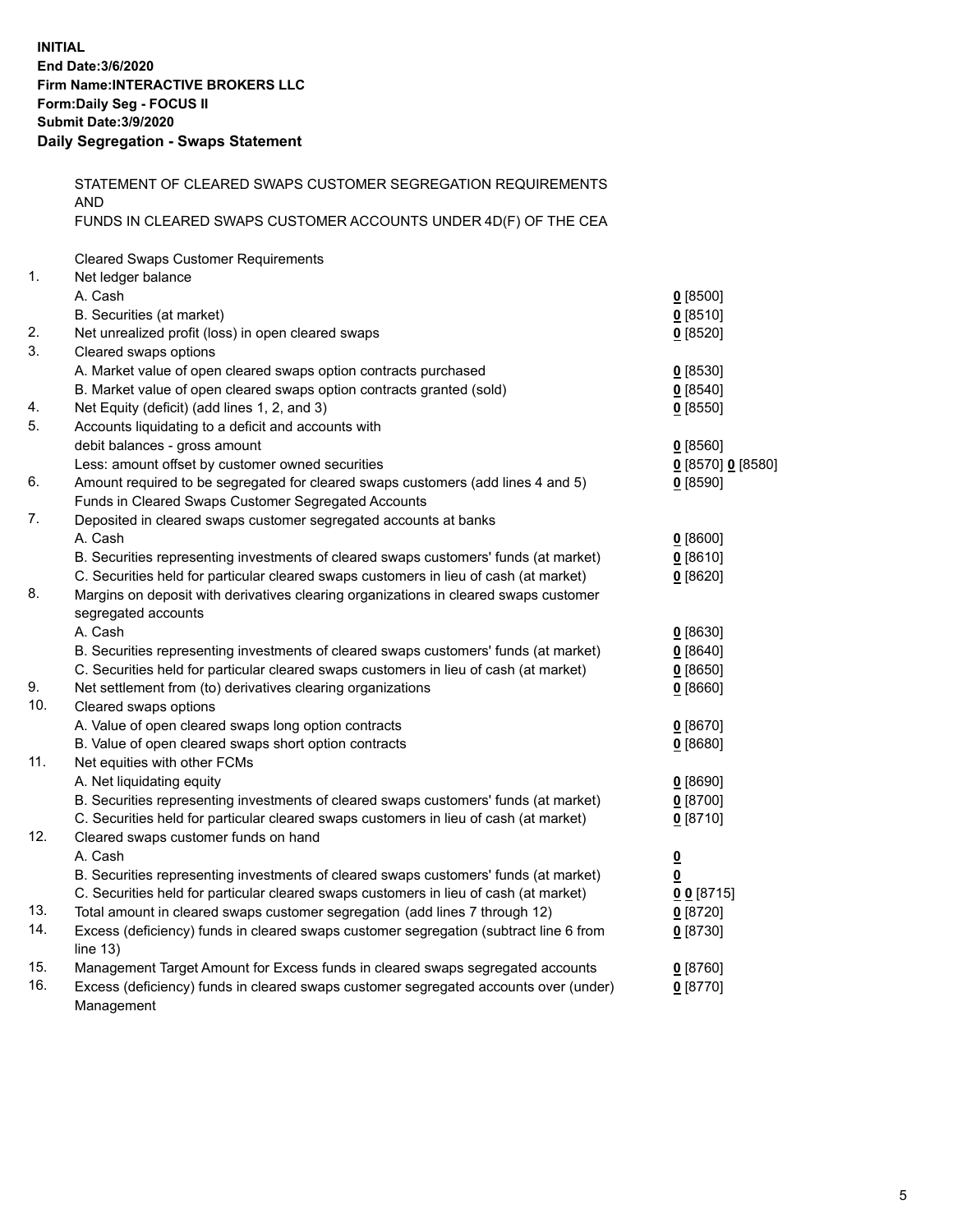**INITIAL**
**End Date:3/6/2020**
**Firm Name:INTERACTIVE BROKERS LLC**
**Form:Daily Seg - FOCUS II**
**Submit Date:3/9/2020**
**Daily Segregation - Swaps Statement**

STATEMENT OF CLEARED SWAPS CUSTOMER SEGREGATION REQUIREMENTS AND FUNDS IN CLEARED SWAPS CUSTOMER ACCOUNTS UNDER 4D(F) OF THE CEA

| | | |
|---|---|---|
| | Cleared Swaps Customer Requirements | |
| 1. | Net ledger balance | |
| | A. Cash | 0 [8500] |
| | B. Securities (at market) | 0 [8510] |
| 2. | Net unrealized profit (loss) in open cleared swaps | 0 [8520] |
| 3. | Cleared swaps options | |
| | A. Market value of open cleared swaps option contracts purchased | 0 [8530] |
| | B. Market value of open cleared swaps option contracts granted (sold) | 0 [8540] |
| 4. | Net Equity (deficit) (add lines 1, 2, and 3) | 0 [8550] |
| 5. | Accounts liquidating to a deficit and accounts with debit balances - gross amount | 0 [8560] |
| | Less: amount offset by customer owned securities | 0 [8570] 0 [8580] |
| 6. | Amount required to be segregated for cleared swaps customers (add lines 4 and 5) | 0 [8590] |
| | Funds in Cleared Swaps Customer Segregated Accounts | |
| 7. | Deposited in cleared swaps customer segregated accounts at banks | |
| | A. Cash | 0 [8600] |
| | B. Securities representing investments of cleared swaps customers' funds (at market) | 0 [8610] |
| | C. Securities held for particular cleared swaps customers in lieu of cash (at market) | 0 [8620] |
| 8. | Margins on deposit with derivatives clearing organizations in cleared swaps customer segregated accounts | |
| | A. Cash | 0 [8630] |
| | B. Securities representing investments of cleared swaps customers' funds (at market) | 0 [8640] |
| | C. Securities held for particular cleared swaps customers in lieu of cash (at market) | 0 [8650] |
| 9. | Net settlement from (to) derivatives clearing organizations | 0 [8660] |
| 10. | Cleared swaps options | |
| | A. Value of open cleared swaps long option contracts | 0 [8670] |
| | B. Value of open cleared swaps short option contracts | 0 [8680] |
| 11. | Net equities with other FCMs | |
| | A. Net liquidating equity | 0 [8690] |
| | B. Securities representing investments of cleared swaps customers' funds (at market) | 0 [8700] |
| | C. Securities held for particular cleared swaps customers in lieu of cash (at market) | 0 [8710] |
| 12. | Cleared swaps customer funds on hand | |
| | A. Cash | 0 |
| | B. Securities representing investments of cleared swaps customers' funds (at market) | 0 |
| | C. Securities held for particular cleared swaps customers in lieu of cash (at market) | 0 0 [8715] |
| 13. | Total amount in cleared swaps customer segregation (add lines 7 through 12) | 0 [8720] |
| 14. | Excess (deficiency) funds in cleared swaps customer segregation (subtract line 6 from line 13) | 0 [8730] |
| 15. | Management Target Amount for Excess funds in cleared swaps segregated accounts | 0 [8760] |
| 16. | Excess (deficiency) funds in cleared swaps customer segregated accounts over (under) Management | 0 [8770] |